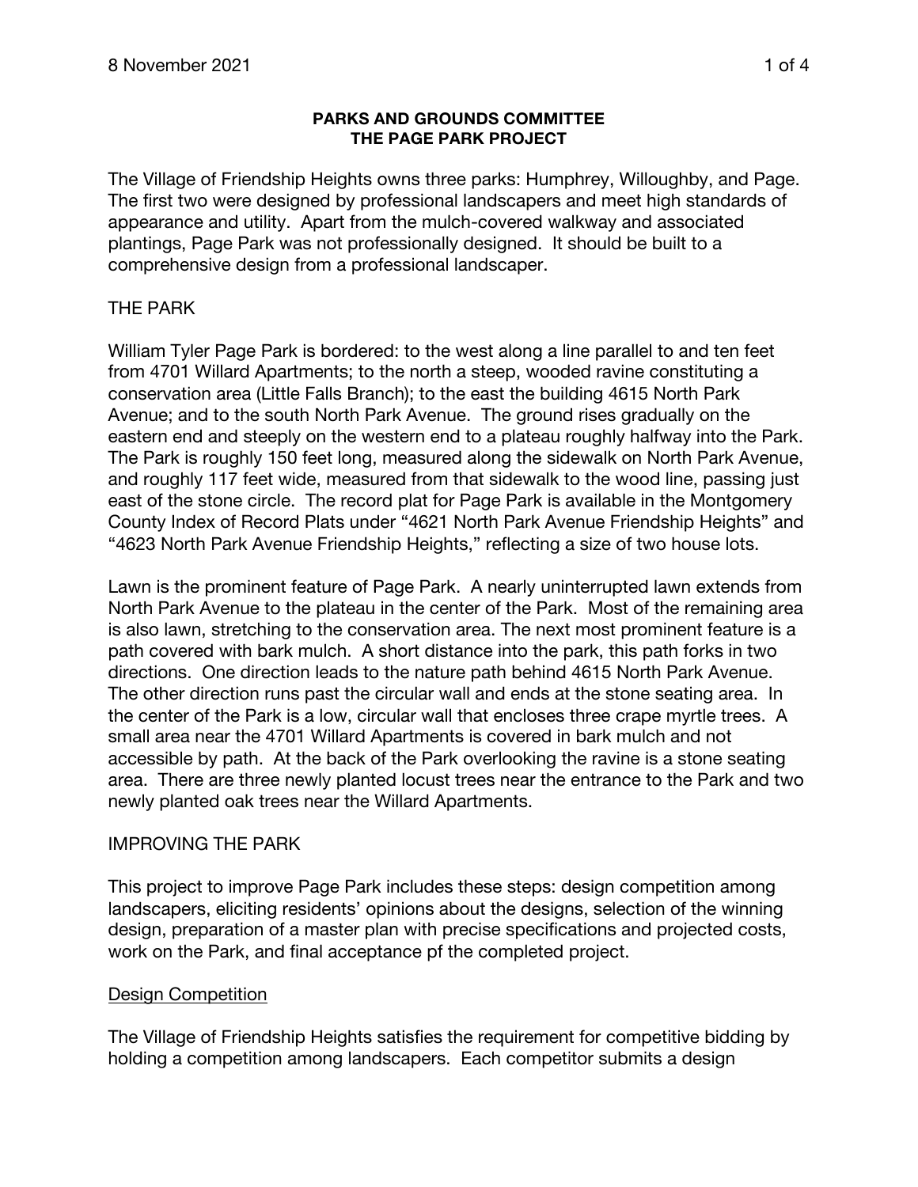**PARKS AND GROUNDS COMMITTEE**
**THE PAGE PARK PROJECT**

The Village of Friendship Heights owns three parks: Humphrey, Willoughby, and Page. The first two were designed by professional landscapers and meet high standards of appearance and utility. Apart from the mulch-covered walkway and associated plantings, Page Park was not professionally designed. It should be built to a comprehensive design from a professional landscaper.

THE PARK

William Tyler Page Park is bordered: to the west along a line parallel to and ten feet from 4701 Willard Apartments; to the north a steep, wooded ravine constituting a conservation area (Little Falls Branch); to the east the building 4615 North Park Avenue; and to the south North Park Avenue. The ground rises gradually on the eastern end and steeply on the western end to a plateau roughly halfway into the Park. The Park is roughly 150 feet long, measured along the sidewalk on North Park Avenue, and roughly 117 feet wide, measured from that sidewalk to the wood line, passing just east of the stone circle. The record plat for Page Park is available in the Montgomery County Index of Record Plats under "4621 North Park Avenue Friendship Heights" and "4623 North Park Avenue Friendship Heights," reflecting a size of two house lots.

Lawn is the prominent feature of Page Park. A nearly uninterrupted lawn extends from North Park Avenue to the plateau in the center of the Park. Most of the remaining area is also lawn, stretching to the conservation area. The next most prominent feature is a path covered with bark mulch. A short distance into the park, this path forks in two directions. One direction leads to the nature path behind 4615 North Park Avenue. The other direction runs past the circular wall and ends at the stone seating area. In the center of the Park is a low, circular wall that encloses three crape myrtle trees. A small area near the 4701 Willard Apartments is covered in bark mulch and not accessible by path. At the back of the Park overlooking the ravine is a stone seating area. There are three newly planted locust trees near the entrance to the Park and two newly planted oak trees near the Willard Apartments.

IMPROVING THE PARK

This project to improve Page Park includes these steps: design competition among landscapers, eliciting residents' opinions about the designs, selection of the winning design, preparation of a master plan with precise specifications and projected costs, work on the Park, and final acceptance pf the completed project.

Design Competition

The Village of Friendship Heights satisfies the requirement for competitive bidding by holding a competition among landscapers. Each competitor submits a design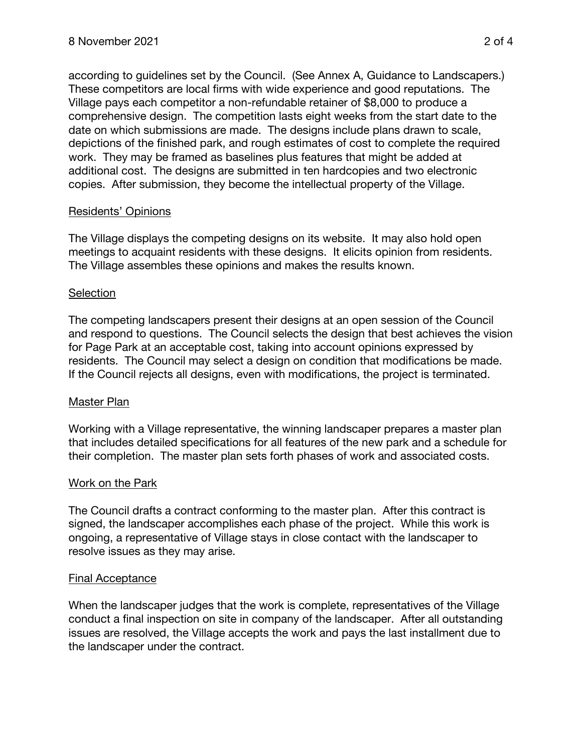according to guidelines set by the Council. (See Annex A, Guidance to Landscapers.) These competitors are local firms with wide experience and good reputations. The Village pays each competitor a non-refundable retainer of $8,000 to produce a comprehensive design. The competition lasts eight weeks from the start date to the date on which submissions are made. The designs include plans drawn to scale, depictions of the finished park, and rough estimates of cost to complete the required work. They may be framed as baselines plus features that might be added at additional cost. The designs are submitted in ten hardcopies and two electronic copies. After submission, they become the intellectual property of the Village.

<u>Residents' Opinions</u>

The Village displays the competing designs on its website. It may also hold open meetings to acquaint residents with these designs. It elicits opinion from residents. The Village assembles these opinions and makes the results known.

<u>Selection</u>

The competing landscapers present their designs at an open session of the Council and respond to questions. The Council selects the design that best achieves the vision for Page Park at an acceptable cost, taking into account opinions expressed by residents. The Council may select a design on condition that modifications be made. If the Council rejects all designs, even with modifications, the project is terminated.

<u>Master Plan</u>

Working with a Village representative, the winning landscaper prepares a master plan that includes detailed specifications for all features of the new park and a schedule for their completion. The master plan sets forth phases of work and associated costs.

<u>Work on the Park</u>

The Council drafts a contract conforming to the master plan. After this contract is signed, the landscaper accomplishes each phase of the project. While this work is ongoing, a representative of Village stays in close contact with the landscaper to resolve issues as they may arise.

<u>Final Acceptance</u>

When the landscaper judges that the work is complete, representatives of the Village conduct a final inspection on site in company of the landscaper. After all outstanding issues are resolved, the Village accepts the work and pays the last installment due to the landscaper under the contract.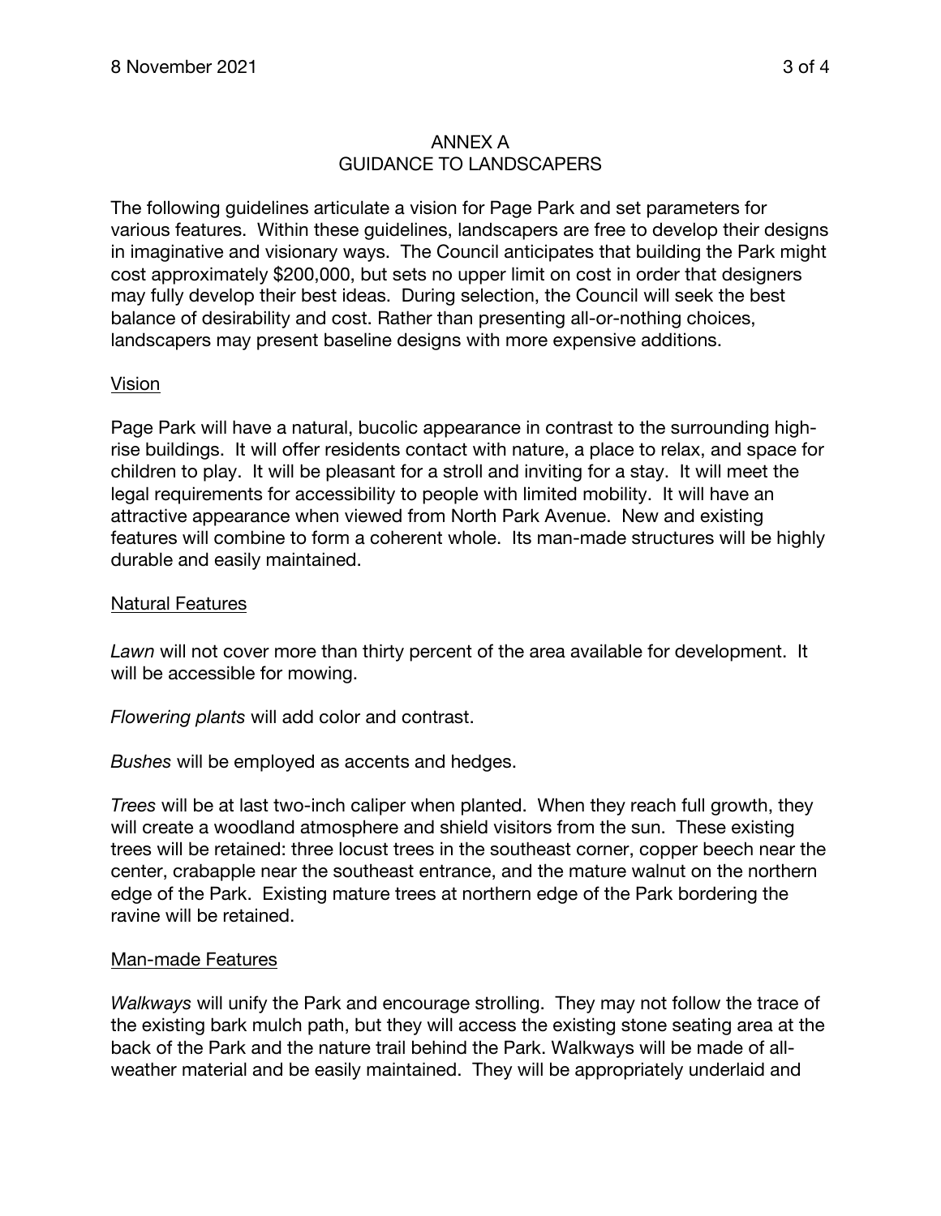## ANNEX A
## GUIDANCE TO LANDSCAPERS

The following guidelines articulate a vision for Page Park and set parameters for various features. Within these guidelines, landscapers are free to develop their designs in imaginative and visionary ways. The Council anticipates that building the Park might cost approximately $200,000, but sets no upper limit on cost in order that designers may fully develop their best ideas. During selection, the Council will seek the best balance of desirability and cost. Rather than presenting all-or-nothing choices, landscapers may present baseline designs with more expensive additions.

### Vision

Page Park will have a natural, bucolic appearance in contrast to the surrounding high-rise buildings. It will offer residents contact with nature, a place to relax, and space for children to play. It will be pleasant for a stroll and inviting for a stay. It will meet the legal requirements for accessibility to people with limited mobility. It will have an attractive appearance when viewed from North Park Avenue. New and existing features will combine to form a coherent whole. Its man-made structures will be highly durable and easily maintained.

### Natural Features

*Lawn* will not cover more than thirty percent of the area available for development. It will be accessible for mowing.

*Flowering plants* will add color and contrast.

*Bushes* will be employed as accents and hedges.

*Trees* will be at last two-inch caliper when planted. When they reach full growth, they will create a woodland atmosphere and shield visitors from the sun. These existing trees will be retained: three locust trees in the southeast corner, copper beech near the center, crabapple near the southeast entrance, and the mature walnut on the northern edge of the Park. Existing mature trees at northern edge of the Park bordering the ravine will be retained.

### Man-made Features

*Walkways* will unify the Park and encourage strolling. They may not follow the trace of the existing bark mulch path, but they will access the existing stone seating area at the back of the Park and the nature trail behind the Park. Walkways will be made of all-weather material and be easily maintained. They will be appropriately underlaid and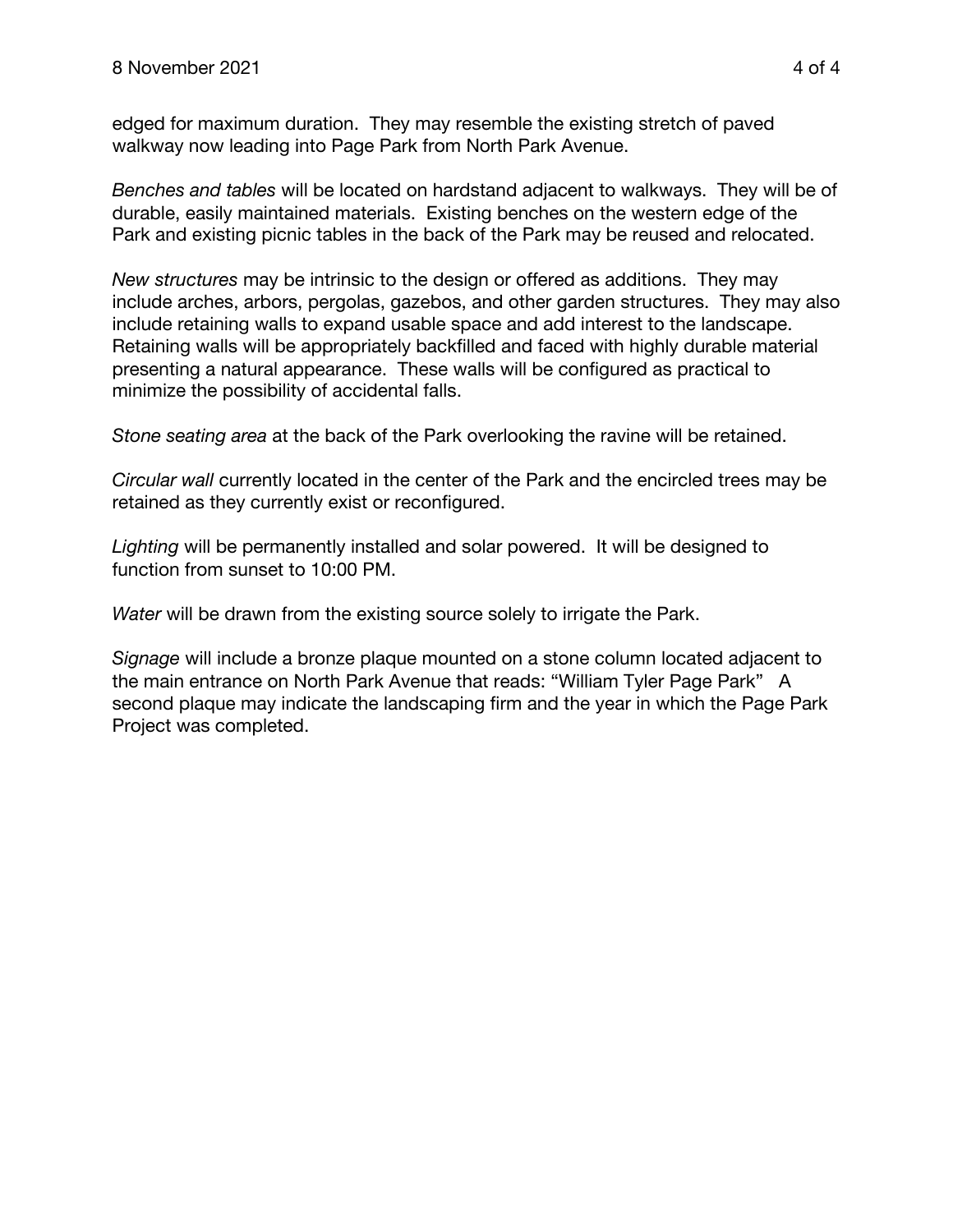edged for maximum duration. They may resemble the existing stretch of paved walkway now leading into Page Park from North Park Avenue.

*Benches and tables* will be located on hardstand adjacent to walkways. They will be of durable, easily maintained materials. Existing benches on the western edge of the Park and existing picnic tables in the back of the Park may be reused and relocated.

*New structures* may be intrinsic to the design or offered as additions. They may include arches, arbors, pergolas, gazebos, and other garden structures. They may also include retaining walls to expand usable space and add interest to the landscape. Retaining walls will be appropriately backfilled and faced with highly durable material presenting a natural appearance. These walls will be configured as practical to minimize the possibility of accidental falls.

*Stone seating area* at the back of the Park overlooking the ravine will be retained.

*Circular wall* currently located in the center of the Park and the encircled trees may be retained as they currently exist or reconfigured.

*Lighting* will be permanently installed and solar powered. It will be designed to function from sunset to 10:00 PM.

*Water* will be drawn from the existing source solely to irrigate the Park.

*Signage* will include a bronze plaque mounted on a stone column located adjacent to the main entrance on North Park Avenue that reads: "William Tyler Page Park" A second plaque may indicate the landscaping firm and the year in which the Page Park Project was completed.